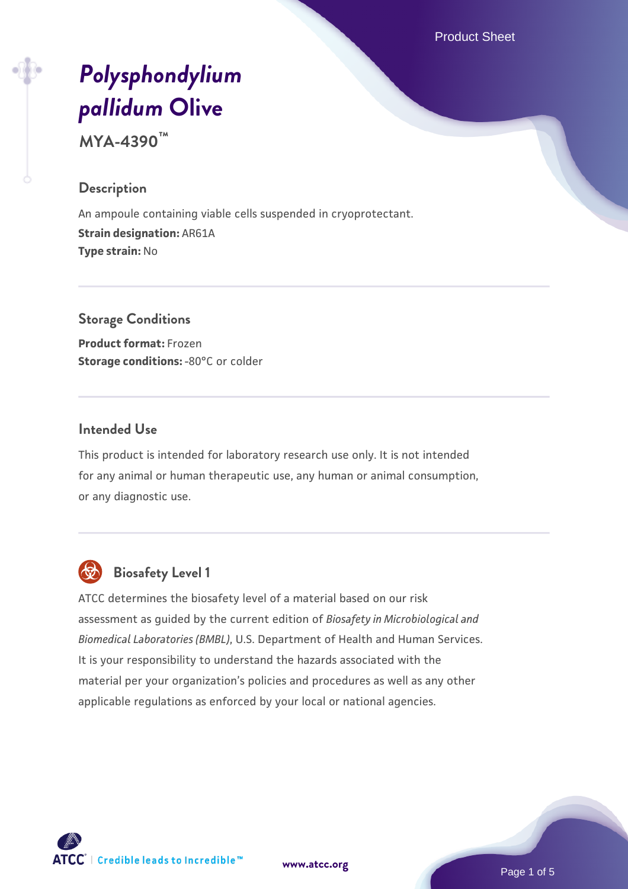# *Polysphondylium pallidum* Olive

**MYA-4390™**

## Description

An ampoule containing viable cells suspended in cryoprotectant.
**Strain designation:** AR61A
**Type strain:** No

## Storage Conditions

**Product format:** Frozen
**Storage conditions:** -80°C or colder

## Intended Use

This product is intended for laboratory research use only. It is not intended for any animal or human therapeutic use, any human or animal consumption, or any diagnostic use.

## Biosafety Level 1

ATCC determines the biosafety level of a material based on our risk assessment as guided by the current edition of *Biosafety in Microbiological and Biomedical Laboratories (BMBL)*, U.S. Department of Health and Human Services. It is your responsibility to understand the hazards associated with the material per your organization's policies and procedures as well as any other applicable regulations as enforced by your local or national agencies.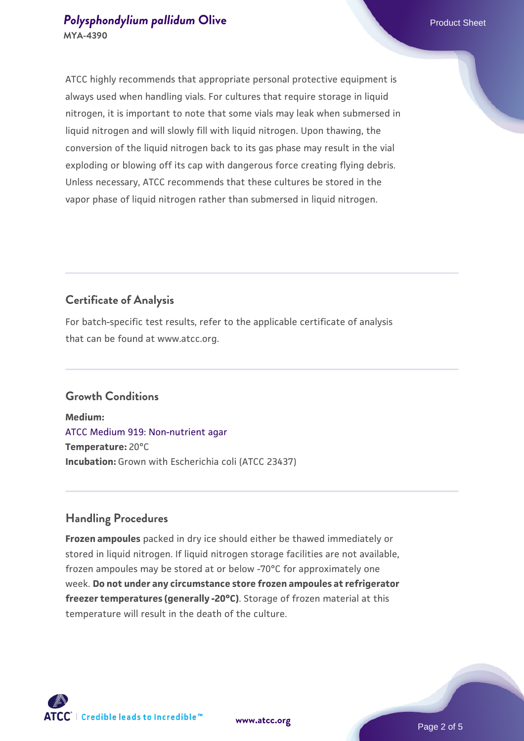ATCC highly recommends that appropriate personal protective equipment is always used when handling vials. For cultures that require storage in liquid nitrogen, it is important to note that some vials may leak when submersed in liquid nitrogen and will slowly fill with liquid nitrogen. Upon thawing, the conversion of the liquid nitrogen back to its gas phase may result in the vial exploding or blowing off its cap with dangerous force creating flying debris. Unless necessary, ATCC recommends that these cultures be stored in the vapor phase of liquid nitrogen rather than submersed in liquid nitrogen.

## Certificate of Analysis

For batch-specific test results, refer to the applicable certificate of analysis that can be found at www.atcc.org.

## Growth Conditions

**Medium:**
ATCC Medium 919: Non-nutrient agar
**Temperature:** 20°C
**Incubation:** Grown with Escherichia coli (ATCC 23437)

## Handling Procedures

**Frozen ampoules** packed in dry ice should either be thawed immediately or stored in liquid nitrogen. If liquid nitrogen storage facilities are not available, frozen ampoules may be stored at or below -70°C for approximately one week. **Do not under any circumstance store frozen ampoules at refrigerator freezer temperatures (generally -20°C)**. Storage of frozen material at this temperature will result in the death of the culture.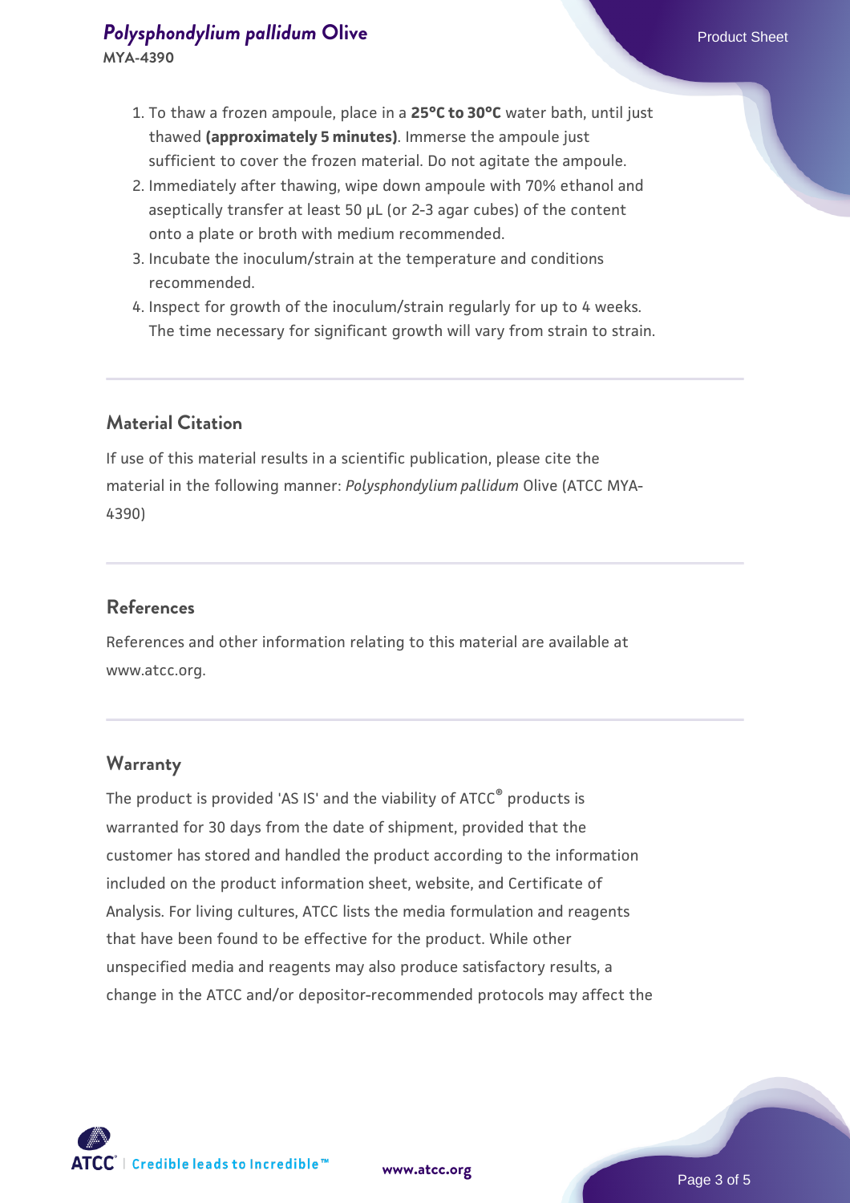1. To thaw a frozen ampoule, place in a **25°C to 30°C** water bath, until just thawed **(approximately 5 minutes)**. Immerse the ampoule just sufficient to cover the frozen material. Do not agitate the ampoule.
2. Immediately after thawing, wipe down ampoule with 70% ethanol and aseptically transfer at least 50 µL (or 2-3 agar cubes) of the content onto a plate or broth with medium recommended.
3. Incubate the inoculum/strain at the temperature and conditions recommended.
4. Inspect for growth of the inoculum/strain regularly for up to 4 weeks. The time necessary for significant growth will vary from strain to strain.

## Material Citation

If use of this material results in a scientific publication, please cite the material in the following manner: *Polysphondylium pallidum* Olive (ATCC MYA-4390)

## References

References and other information relating to this material are available at www.atcc.org.

## Warranty

The product is provided 'AS IS' and the viability of ATCC® products is warranted for 30 days from the date of shipment, provided that the customer has stored and handled the product according to the information included on the product information sheet, website, and Certificate of Analysis. For living cultures, ATCC lists the media formulation and reagents that have been found to be effective for the product. While other unspecified media and reagents may also produce satisfactory results, a change in the ATCC and/or depositor-recommended protocols may affect the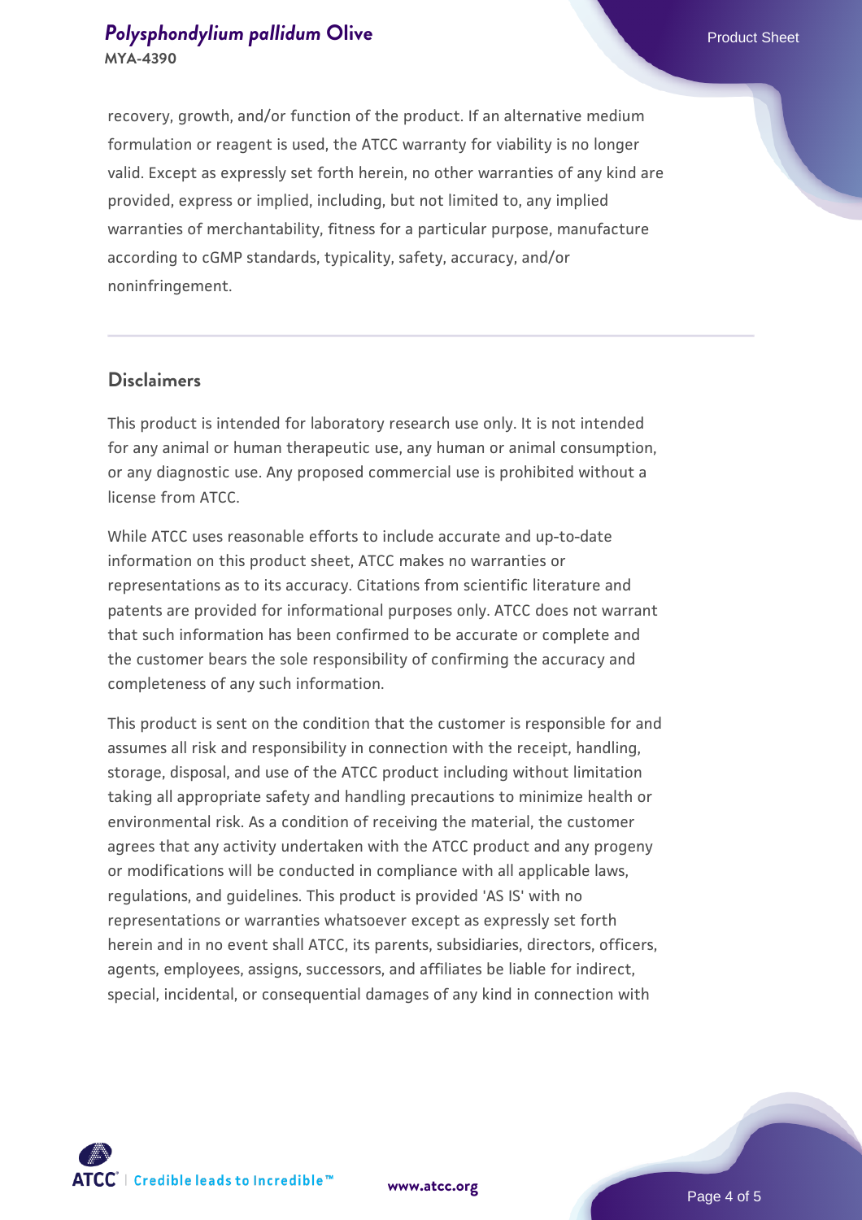recovery, growth, and/or function of the product. If an alternative medium formulation or reagent is used, the ATCC warranty for viability is no longer valid. Except as expressly set forth herein, no other warranties of any kind are provided, express or implied, including, but not limited to, any implied warranties of merchantability, fitness for a particular purpose, manufacture according to cGMP standards, typicality, safety, accuracy, and/or noninfringement.

## Disclaimers

This product is intended for laboratory research use only. It is not intended for any animal or human therapeutic use, any human or animal consumption, or any diagnostic use. Any proposed commercial use is prohibited without a license from ATCC.

While ATCC uses reasonable efforts to include accurate and up-to-date information on this product sheet, ATCC makes no warranties or representations as to its accuracy. Citations from scientific literature and patents are provided for informational purposes only. ATCC does not warrant that such information has been confirmed to be accurate or complete and the customer bears the sole responsibility of confirming the accuracy and completeness of any such information.

This product is sent on the condition that the customer is responsible for and assumes all risk and responsibility in connection with the receipt, handling, storage, disposal, and use of the ATCC product including without limitation taking all appropriate safety and handling precautions to minimize health or environmental risk. As a condition of receiving the material, the customer agrees that any activity undertaken with the ATCC product and any progeny or modifications will be conducted in compliance with all applicable laws, regulations, and guidelines. This product is provided 'AS IS' with no representations or warranties whatsoever except as expressly set forth herein and in no event shall ATCC, its parents, subsidiaries, directors, officers, agents, employees, assigns, successors, and affiliates be liable for indirect, special, incidental, or consequential damages of any kind in connection with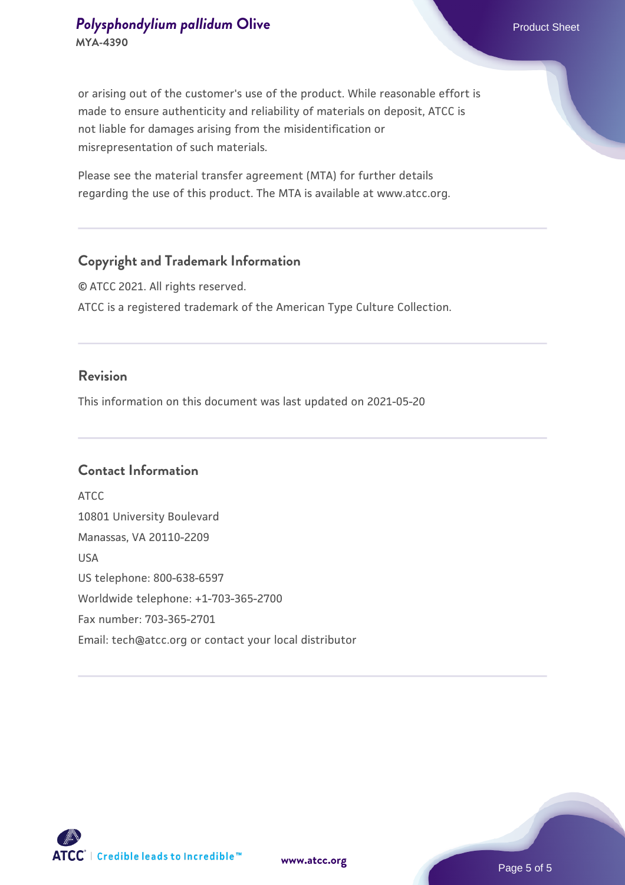or arising out of the customer's use of the product. While reasonable effort is made to ensure authenticity and reliability of materials on deposit, ATCC is not liable for damages arising from the misidentification or misrepresentation of such materials.

Please see the material transfer agreement (MTA) for further details regarding the use of this product. The MTA is available at www.atcc.org.

## Copyright and Trademark Information

© ATCC 2021. All rights reserved.

ATCC is a registered trademark of the American Type Culture Collection.

## Revision

This information on this document was last updated on 2021-05-20

## Contact Information

ATCC
10801 University Boulevard
Manassas, VA 20110-2209
USA
US telephone: 800-638-6597
Worldwide telephone: +1-703-365-2700
Fax number: 703-365-2701
Email: tech@atcc.org or contact your local distributor